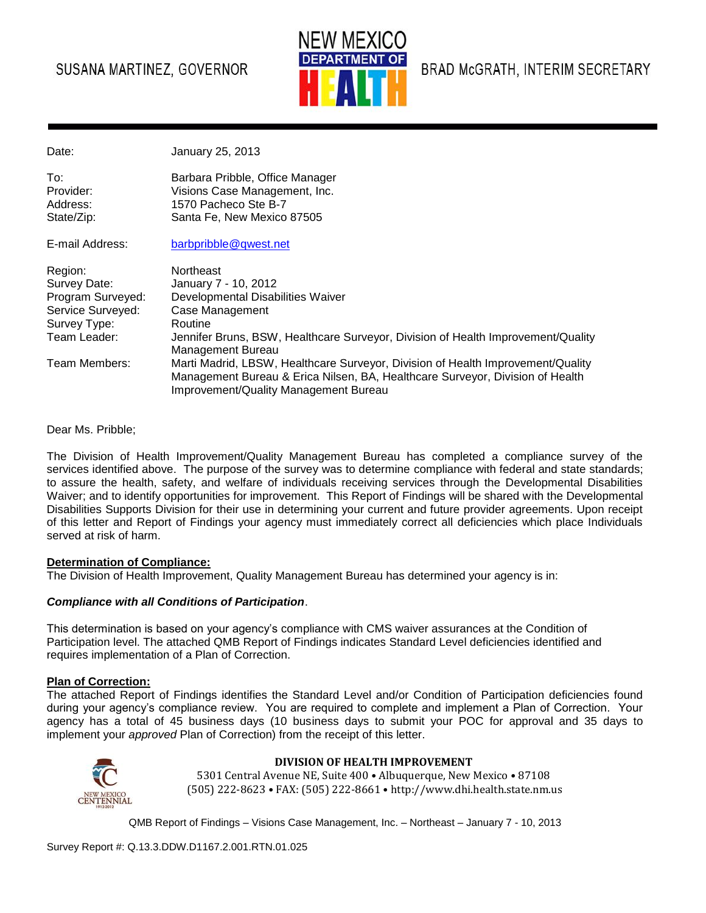SUSANA MARTINEZ, GOVERNOR

NEW MEXICO DEPARTMENT OF HEALTH

BRAD McGRATH, INTERIM SECRETARY

| | |
|---|---|
| Date: | January 25, 2013 |
| To: | Barbara Pribble, Office Manager |
| Provider: | Visions Case Management, Inc. |
| Address: | 1570 Pacheco Ste B-7 |
| State/Zip: | Santa Fe, New Mexico 87505 |
| E-mail Address: | barbpribble@qwest.net |
| Region: | Northeast |
| Survey Date: | January 7 - 10, 2012 |
| Program Surveyed: | Developmental Disabilities Waiver |
| Service Surveyed: | Case Management |
| Survey Type: | Routine |
| Team Leader: | Jennifer Bruns, BSW, Healthcare Surveyor, Division of Health Improvement/Quality Management Bureau |
| Team Members: | Marti Madrid, LBSW, Healthcare Surveyor, Division of Health Improvement/Quality Management Bureau & Erica Nilsen, BA, Healthcare Surveyor, Division of Health Improvement/Quality Management Bureau |

Dear Ms. Pribble;

The Division of Health Improvement/Quality Management Bureau has completed a compliance survey of the services identified above. The purpose of the survey was to determine compliance with federal and state standards; to assure the health, safety, and welfare of individuals receiving services through the Developmental Disabilities Waiver; and to identify opportunities for improvement. This Report of Findings will be shared with the Developmental Disabilities Supports Division for their use in determining your current and future provider agreements. Upon receipt of this letter and Report of Findings your agency must immediately correct all deficiencies which place Individuals served at risk of harm.

**Determination of Compliance:**

The Division of Health Improvement, Quality Management Bureau has determined your agency is in:

***Compliance with all Conditions of Participation***.

This determination is based on your agency's compliance with CMS waiver assurances at the Condition of Participation level. The attached QMB Report of Findings indicates Standard Level deficiencies identified and requires implementation of a Plan of Correction.

**Plan of Correction:**

The attached Report of Findings identifies the Standard Level and/or Condition of Participation deficiencies found during your agency's compliance review. You are required to complete and implement a Plan of Correction. Your agency has a total of 45 business days (10 business days to submit your POC for approval and 35 days to implement your *approved* Plan of Correction) from the receipt of this letter.

**DIVISION OF HEALTH IMPROVEMENT**

5301 Central Avenue NE, Suite 400 • Albuquerque, New Mexico • 87108

(505) 222-8623 • FAX: (505) 222-8661 • http://www.dhi.health.state.nm.us

QMB Report of Findings – Visions Case Management, Inc. – Northeast – January 7 - 10, 2013

Survey Report #: Q.13.3.DDW.D1167.2.001.RTN.01.025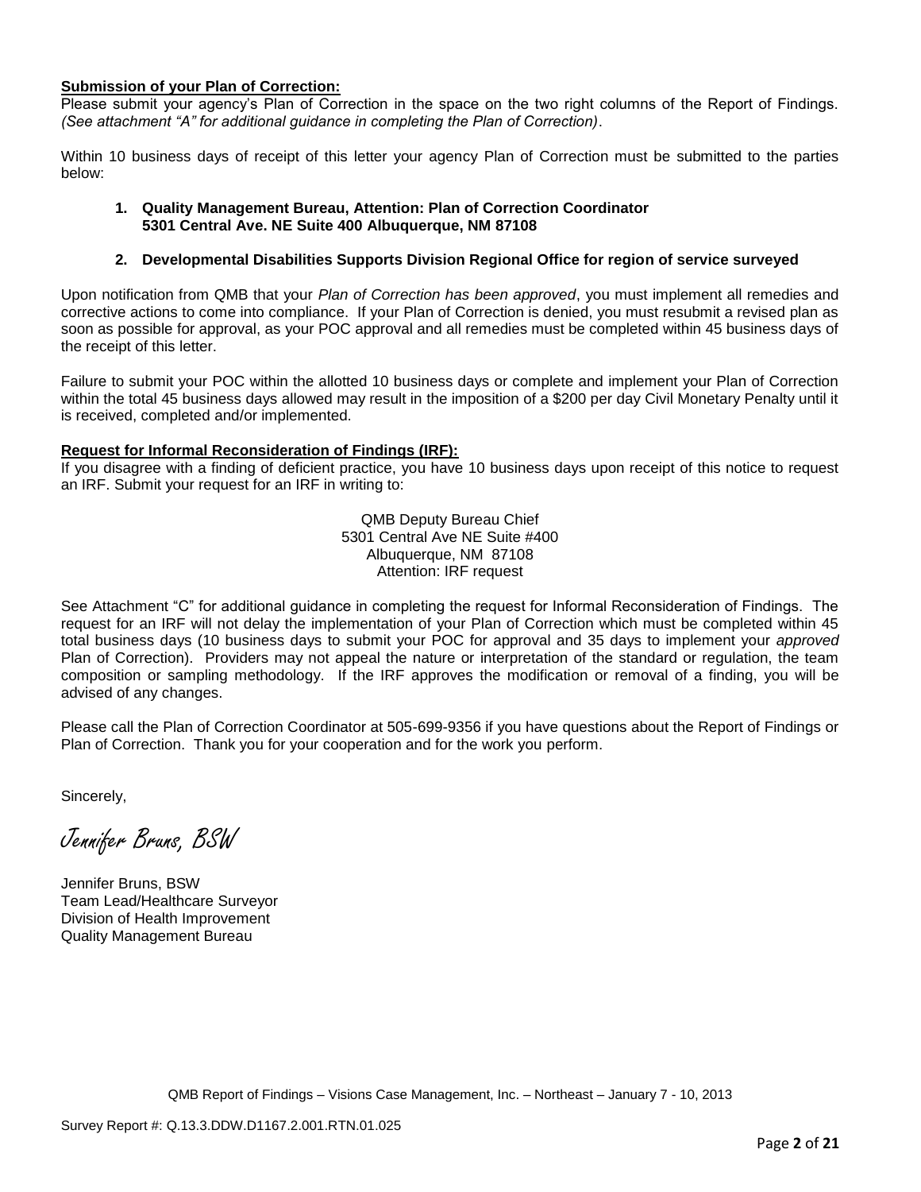**Submission of your Plan of Correction:**

Please submit your agency's Plan of Correction in the space on the two right columns of the Report of Findings. *(See attachment "A" for additional guidance in completing the Plan of Correction)*.

Within 10 business days of receipt of this letter your agency Plan of Correction must be submitted to the parties below:

1. **Quality Management Bureau, Attention: Plan of Correction Coordinator**
   **5301 Central Ave. NE Suite 400 Albuquerque, NM 87108**

2. **Developmental Disabilities Supports Division Regional Office for region of service surveyed**

Upon notification from QMB that your *Plan of Correction has been approved*, you must implement all remedies and corrective actions to come into compliance. If your Plan of Correction is denied, you must resubmit a revised plan as soon as possible for approval, as your POC approval and all remedies must be completed within 45 business days of the receipt of this letter.

Failure to submit your POC within the allotted 10 business days or complete and implement your Plan of Correction within the total 45 business days allowed may result in the imposition of a $200 per day Civil Monetary Penalty until it is received, completed and/or implemented.

**Request for Informal Reconsideration of Findings (IRF):**

If you disagree with a finding of deficient practice, you have 10 business days upon receipt of this notice to request an IRF. Submit your request for an IRF in writing to:

QMB Deputy Bureau Chief
5301 Central Ave NE Suite #400
Albuquerque, NM 87108
Attention: IRF request

See Attachment "C" for additional guidance in completing the request for Informal Reconsideration of Findings. The request for an IRF will not delay the implementation of your Plan of Correction which must be completed within 45 total business days (10 business days to submit your POC for approval and 35 days to implement your *approved* Plan of Correction). Providers may not appeal the nature or interpretation of the standard or regulation, the team composition or sampling methodology. If the IRF approves the modification or removal of a finding, you will be advised of any changes.

Please call the Plan of Correction Coordinator at 505-699-9356 if you have questions about the Report of Findings or Plan of Correction. Thank you for your cooperation and for the work you perform.

Sincerely,

*Jennifer Bruns, BSW*

Jennifer Bruns, BSW
Team Lead/Healthcare Surveyor
Division of Health Improvement
Quality Management Bureau

QMB Report of Findings – Visions Case Management, Inc. – Northeast – January 7 - 10, 2013

Survey Report #: Q.13.3.DDW.D1167.2.001.RTN.01.025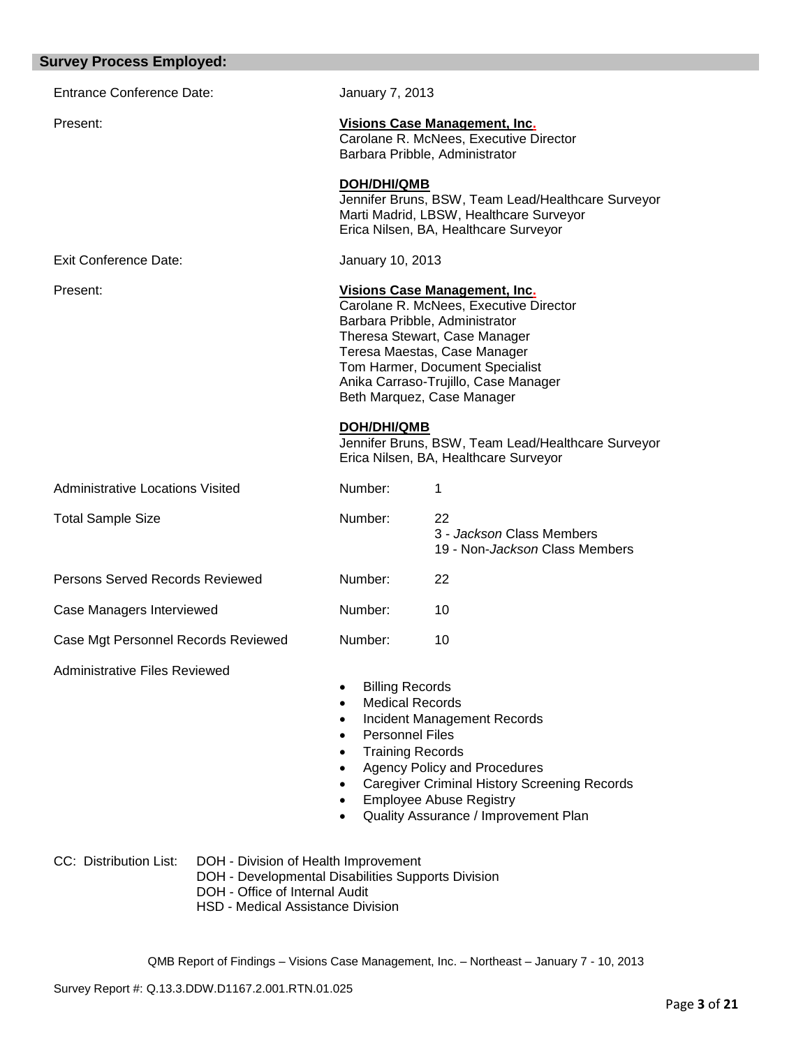## Survey Process Employed:

| | | |
|---|---|---|
| Entrance Conference Date: | January 7, 2013 | |
| Present: | **Visions Case Management, Inc.**<br>Carolane R. McNees, Executive Director<br>Barbara Pribble, Administrator<br><br>**DOH/DHI/QMB**<br>Jennifer Bruns, BSW, Team Lead/Healthcare Surveyor<br>Marti Madrid, LBSW, Healthcare Surveyor<br>Erica Nilsen, BA, Healthcare Surveyor | |
| Exit Conference Date: | January 10, 2013 | |
| Present: | **Visions Case Management, Inc.**<br>Carolane R. McNees, Executive Director<br>Barbara Pribble, Administrator<br>Theresa Stewart, Case Manager<br>Teresa Maestas, Case Manager<br>Tom Harmer, Document Specialist<br>Anika Carraso-Trujillo, Case Manager<br>Beth Marquez, Case Manager<br><br>**DOH/DHI/QMB**<br>Jennifer Bruns, BSW, Team Lead/Healthcare Surveyor<br>Erica Nilsen, BA, Healthcare Surveyor | |
| Administrative Locations Visited | Number: | 1 |
| Total Sample Size | Number: | 22<br>3 - *Jackson* Class Members<br>19 - Non-*Jackson* Class Members |
| Persons Served Records Reviewed | Number: | 22 |
| Case Managers Interviewed | Number: | 10 |
| Case Mgt Personnel Records Reviewed | Number: | 10 |

Administrative Files Reviewed

- Billing Records
- Medical Records
- Incident Management Records
- Personnel Files
- Training Records
- Agency Policy and Procedures
- Caregiver Criminal History Screening Records
- Employee Abuse Registry
- Quality Assurance / Improvement Plan

CC: Distribution List:
- DOH - Division of Health Improvement
- DOH - Developmental Disabilities Supports Division
- DOH - Office of Internal Audit
- HSD - Medical Assistance Division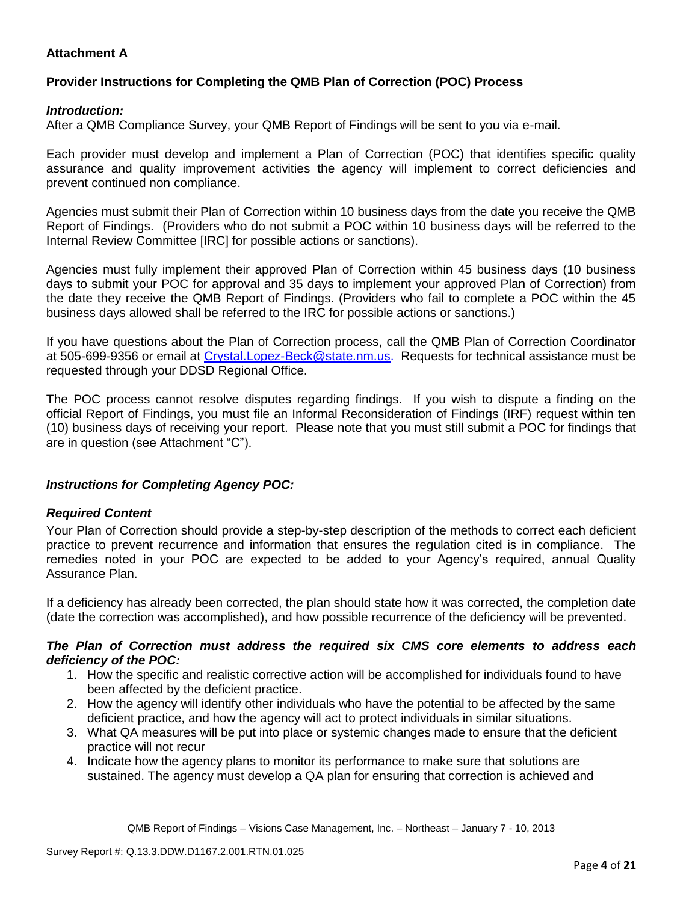**Attachment A**

**Provider Instructions for Completing the QMB Plan of Correction (POC) Process**

***Introduction:***

After a QMB Compliance Survey, your QMB Report of Findings will be sent to you via e-mail.

Each provider must develop and implement a Plan of Correction (POC) that identifies specific quality assurance and quality improvement activities the agency will implement to correct deficiencies and prevent continued non compliance.

Agencies must submit their Plan of Correction within 10 business days from the date you receive the QMB Report of Findings. (Providers who do not submit a POC within 10 business days will be referred to the Internal Review Committee [IRC] for possible actions or sanctions).

Agencies must fully implement their approved Plan of Correction within 45 business days (10 business days to submit your POC for approval and 35 days to implement your approved Plan of Correction) from the date they receive the QMB Report of Findings. (Providers who fail to complete a POC within the 45 business days allowed shall be referred to the IRC for possible actions or sanctions.)

If you have questions about the Plan of Correction process, call the QMB Plan of Correction Coordinator at 505-699-9356 or email at Crystal.Lopez-Beck@state.nm.us. Requests for technical assistance must be requested through your DDSD Regional Office.

The POC process cannot resolve disputes regarding findings. If you wish to dispute a finding on the official Report of Findings, you must file an Informal Reconsideration of Findings (IRF) request within ten (10) business days of receiving your report. Please note that you must still submit a POC for findings that are in question (see Attachment "C").

***Instructions for Completing Agency POC:***

***Required Content***

Your Plan of Correction should provide a step-by-step description of the methods to correct each deficient practice to prevent recurrence and information that ensures the regulation cited is in compliance. The remedies noted in your POC are expected to be added to your Agency's required, annual Quality Assurance Plan.

If a deficiency has already been corrected, the plan should state how it was corrected, the completion date (date the correction was accomplished), and how possible recurrence of the deficiency will be prevented.

***The Plan of Correction must address the required six CMS core elements to address each deficiency of the POC:***

1. How the specific and realistic corrective action will be accomplished for individuals found to have been affected by the deficient practice.
2. How the agency will identify other individuals who have the potential to be affected by the same deficient practice, and how the agency will act to protect individuals in similar situations.
3. What QA measures will be put into place or systemic changes made to ensure that the deficient practice will not recur
4. Indicate how the agency plans to monitor its performance to make sure that solutions are sustained. The agency must develop a QA plan for ensuring that correction is achieved and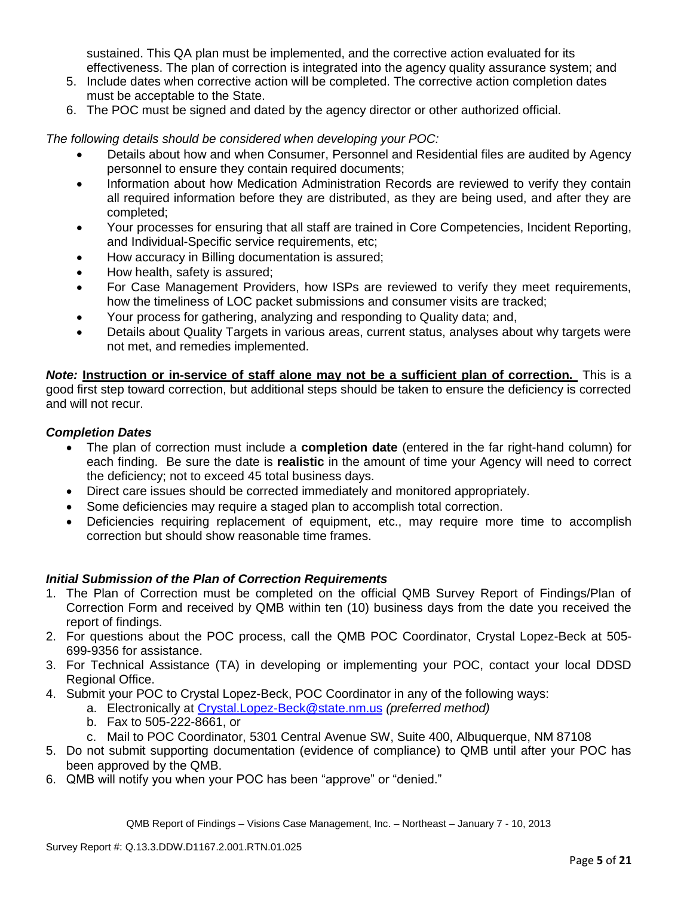sustained. This QA plan must be implemented, and the corrective action evaluated for its effectiveness. The plan of correction is integrated into the agency quality assurance system; and

5. Include dates when corrective action will be completed. The corrective action completion dates must be acceptable to the State.
6. The POC must be signed and dated by the agency director or other authorized official.

*The following details should be considered when developing your POC:*

- Details about how and when Consumer, Personnel and Residential files are audited by Agency personnel to ensure they contain required documents;
- Information about how Medication Administration Records are reviewed to verify they contain all required information before they are distributed, as they are being used, and after they are completed;
- Your processes for ensuring that all staff are trained in Core Competencies, Incident Reporting, and Individual-Specific service requirements, etc;
- How accuracy in Billing documentation is assured;
- How health, safety is assured;
- For Case Management Providers, how ISPs are reviewed to verify they meet requirements, how the timeliness of LOC packet submissions and consumer visits are tracked;
- Your process for gathering, analyzing and responding to Quality data; and,
- Details about Quality Targets in various areas, current status, analyses about why targets were not met, and remedies implemented.

***Note:*** **Instruction or in-service of staff alone may not be a sufficient plan of correction.** This is a good first step toward correction, but additional steps should be taken to ensure the deficiency is corrected and will not recur.

### *Completion Dates*

- The plan of correction must include a **completion date** (entered in the far right-hand column) for each finding. Be sure the date is **realistic** in the amount of time your Agency will need to correct the deficiency; not to exceed 45 total business days.
- Direct care issues should be corrected immediately and monitored appropriately.
- Some deficiencies may require a staged plan to accomplish total correction.
- Deficiencies requiring replacement of equipment, etc., may require more time to accomplish correction but should show reasonable time frames.

### *Initial Submission of the Plan of Correction Requirements*

1. The Plan of Correction must be completed on the official QMB Survey Report of Findings/Plan of Correction Form and received by QMB within ten (10) business days from the date you received the report of findings.
2. For questions about the POC process, call the QMB POC Coordinator, Crystal Lopez-Beck at 505-699-9356 for assistance.
3. For Technical Assistance (TA) in developing or implementing your POC, contact your local DDSD Regional Office.
4. Submit your POC to Crystal Lopez-Beck, POC Coordinator in any of the following ways:
   a. Electronically at Crystal.Lopez-Beck@state.nm.us *(preferred method)*
   b. Fax to 505-222-8661, or
   c. Mail to POC Coordinator, 5301 Central Avenue SW, Suite 400, Albuquerque, NM 87108
5. Do not submit supporting documentation (evidence of compliance) to QMB until after your POC has been approved by the QMB.
6. QMB will notify you when your POC has been "approve" or "denied."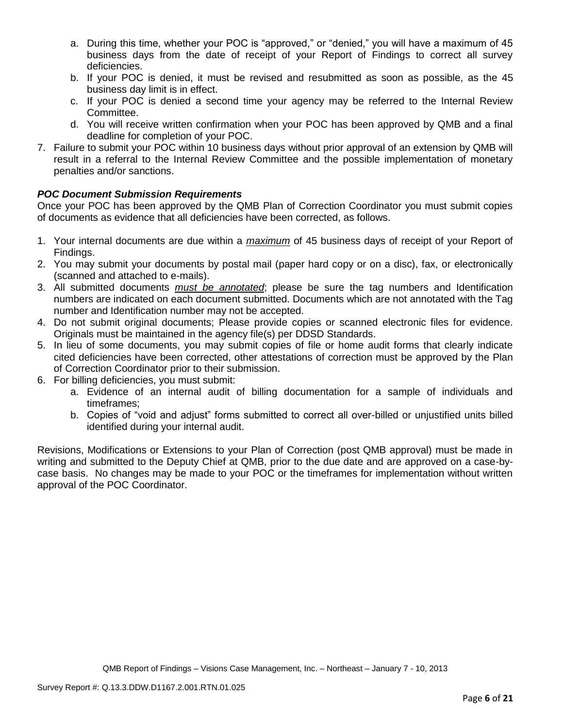a. During this time, whether your POC is "approved," or "denied," you will have a maximum of 45 business days from the date of receipt of your Report of Findings to correct all survey deficiencies.
b. If your POC is denied, it must be revised and resubmitted as soon as possible, as the 45 business day limit is in effect.
c. If your POC is denied a second time your agency may be referred to the Internal Review Committee.
d. You will receive written confirmation when your POC has been approved by QMB and a final deadline for completion of your POC.

7. Failure to submit your POC within 10 business days without prior approval of an extension by QMB will result in a referral to the Internal Review Committee and the possible implementation of monetary penalties and/or sanctions.

***POC Document Submission Requirements***

Once your POC has been approved by the QMB Plan of Correction Coordinator you must submit copies of documents as evidence that all deficiencies have been corrected, as follows.

1. Your internal documents are due within a *maximum* of 45 business days of receipt of your Report of Findings.
2. You may submit your documents by postal mail (paper hard copy or on a disc), fax, or electronically (scanned and attached to e-mails).
3. All submitted documents *must be annotated*; please be sure the tag numbers and Identification numbers are indicated on each document submitted. Documents which are not annotated with the Tag number and Identification number may not be accepted.
4. Do not submit original documents; Please provide copies or scanned electronic files for evidence. Originals must be maintained in the agency file(s) per DDSD Standards.
5. In lieu of some documents, you may submit copies of file or home audit forms that clearly indicate cited deficiencies have been corrected, other attestations of correction must be approved by the Plan of Correction Coordinator prior to their submission.
6. For billing deficiencies, you must submit:
    a. Evidence of an internal audit of billing documentation for a sample of individuals and timeframes;
    b. Copies of "void and adjust" forms submitted to correct all over-billed or unjustified units billed identified during your internal audit.

Revisions, Modifications or Extensions to your Plan of Correction (post QMB approval) must be made in writing and submitted to the Deputy Chief at QMB, prior to the due date and are approved on a case-by-case basis. No changes may be made to your POC or the timeframes for implementation without written approval of the POC Coordinator.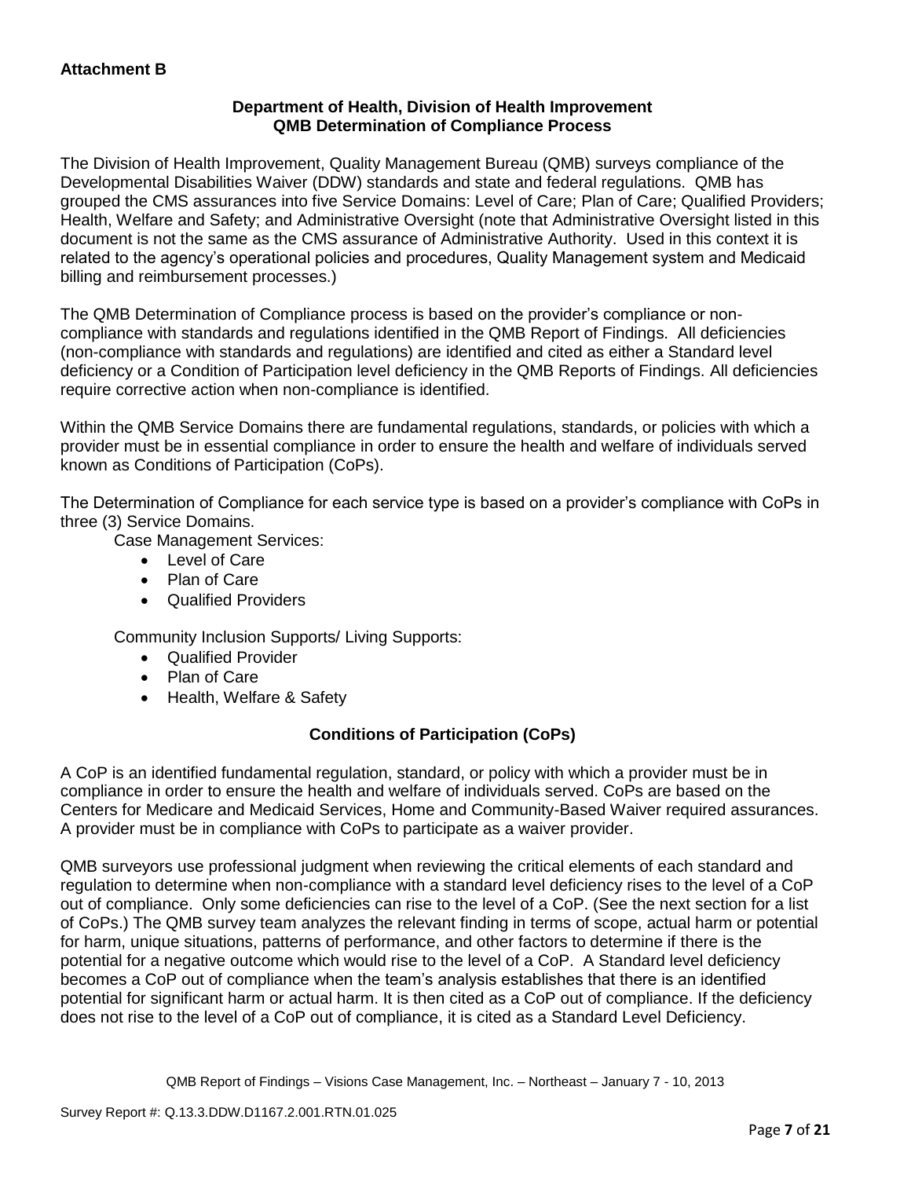**Attachment B**

**Department of Health, Division of Health Improvement**
**QMB Determination of Compliance Process**

The Division of Health Improvement, Quality Management Bureau (QMB) surveys compliance of the Developmental Disabilities Waiver (DDW) standards and state and federal regulations. QMB has grouped the CMS assurances into five Service Domains: Level of Care; Plan of Care; Qualified Providers; Health, Welfare and Safety; and Administrative Oversight (note that Administrative Oversight listed in this document is not the same as the CMS assurance of Administrative Authority. Used in this context it is related to the agency's operational policies and procedures, Quality Management system and Medicaid billing and reimbursement processes.)

The QMB Determination of Compliance process is based on the provider's compliance or non-compliance with standards and regulations identified in the QMB Report of Findings. All deficiencies (non-compliance with standards and regulations) are identified and cited as either a Standard level deficiency or a Condition of Participation level deficiency in the QMB Reports of Findings. All deficiencies require corrective action when non-compliance is identified.

Within the QMB Service Domains there are fundamental regulations, standards, or policies with which a provider must be in essential compliance in order to ensure the health and welfare of individuals served known as Conditions of Participation (CoPs).

The Determination of Compliance for each service type is based on a provider's compliance with CoPs in three (3) Service Domains.

Case Management Services:

- Level of Care
- Plan of Care
- Qualified Providers

Community Inclusion Supports/ Living Supports:

- Qualified Provider
- Plan of Care
- Health, Welfare & Safety

**Conditions of Participation (CoPs)**

A CoP is an identified fundamental regulation, standard, or policy with which a provider must be in compliance in order to ensure the health and welfare of individuals served. CoPs are based on the Centers for Medicare and Medicaid Services, Home and Community-Based Waiver required assurances. A provider must be in compliance with CoPs to participate as a waiver provider.

QMB surveyors use professional judgment when reviewing the critical elements of each standard and regulation to determine when non-compliance with a standard level deficiency rises to the level of a CoP out of compliance. Only some deficiencies can rise to the level of a CoP. (See the next section for a list of CoPs.) The QMB survey team analyzes the relevant finding in terms of scope, actual harm or potential for harm, unique situations, patterns of performance, and other factors to determine if there is the potential for a negative outcome which would rise to the level of a CoP. A Standard level deficiency becomes a CoP out of compliance when the team's analysis establishes that there is an identified potential for significant harm or actual harm. It is then cited as a CoP out of compliance. If the deficiency does not rise to the level of a CoP out of compliance, it is cited as a Standard Level Deficiency.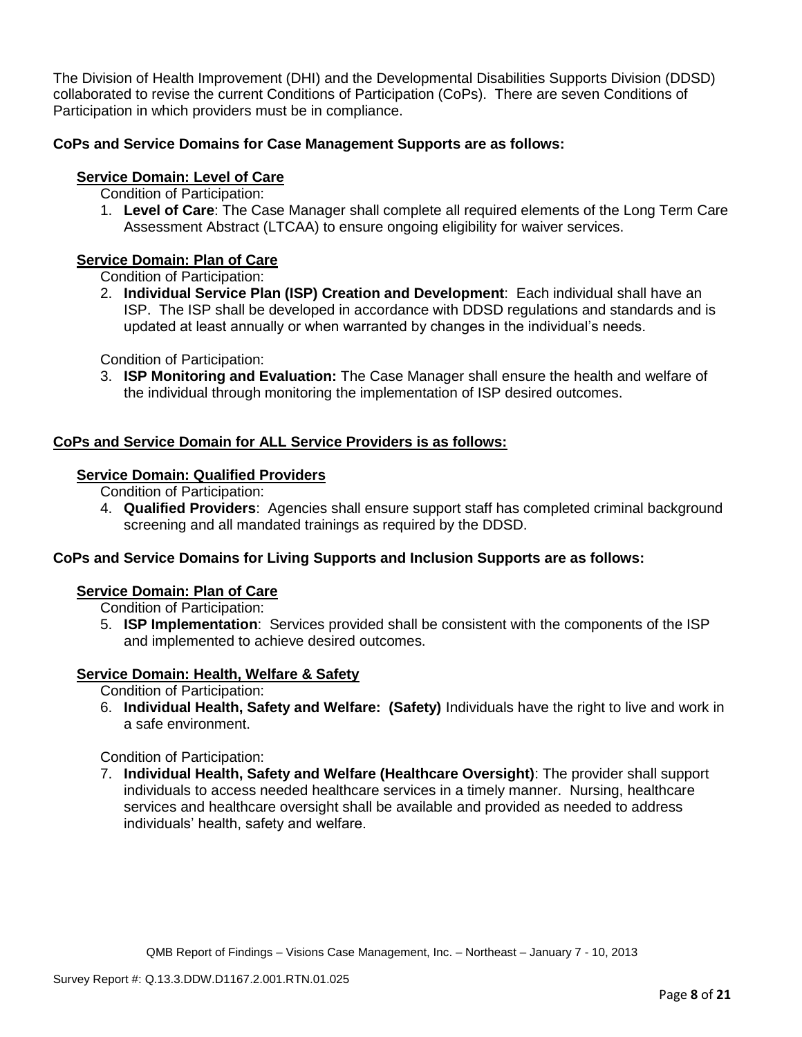The Division of Health Improvement (DHI) and the Developmental Disabilities Supports Division (DDSD) collaborated to revise the current Conditions of Participation (CoPs). There are seven Conditions of Participation in which providers must be in compliance.

**CoPs and Service Domains for Case Management Supports are as follows:**

**Service Domain: Level of Care**

Condition of Participation:

1. **Level of Care**: The Case Manager shall complete all required elements of the Long Term Care Assessment Abstract (LTCAA) to ensure ongoing eligibility for waiver services.

**Service Domain: Plan of Care**

Condition of Participation:

2. **Individual Service Plan (ISP) Creation and Development**: Each individual shall have an ISP. The ISP shall be developed in accordance with DDSD regulations and standards and is updated at least annually or when warranted by changes in the individual's needs.

Condition of Participation:

3. **ISP Monitoring and Evaluation:** The Case Manager shall ensure the health and welfare of the individual through monitoring the implementation of ISP desired outcomes.

**CoPs and Service Domain for ALL Service Providers is as follows:**

**Service Domain: Qualified Providers**

Condition of Participation:

4. **Qualified Providers**: Agencies shall ensure support staff has completed criminal background screening and all mandated trainings as required by the DDSD.

**CoPs and Service Domains for Living Supports and Inclusion Supports are as follows:**

**Service Domain: Plan of Care**

Condition of Participation:

5. **ISP Implementation**: Services provided shall be consistent with the components of the ISP and implemented to achieve desired outcomes.

**Service Domain: Health, Welfare & Safety**

Condition of Participation:

6. **Individual Health, Safety and Welfare: (Safety)** Individuals have the right to live and work in a safe environment.

Condition of Participation:

7. **Individual Health, Safety and Welfare (Healthcare Oversight)**: The provider shall support individuals to access needed healthcare services in a timely manner. Nursing, healthcare services and healthcare oversight shall be available and provided as needed to address individuals' health, safety and welfare.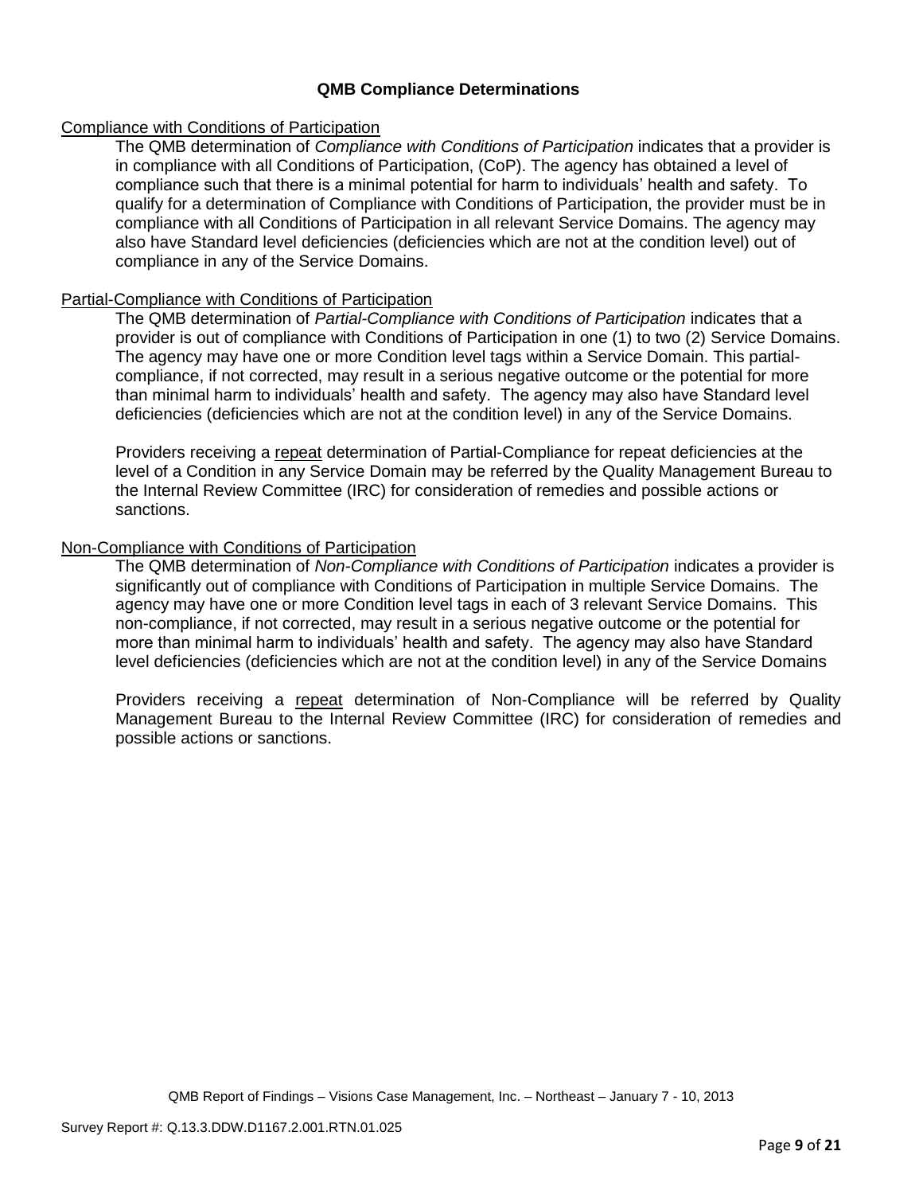## QMB Compliance Determinations

<u>Compliance with Conditions of Participation</u>

The QMB determination of *Compliance with Conditions of Participation* indicates that a provider is in compliance with all Conditions of Participation, (CoP). The agency has obtained a level of compliance such that there is a minimal potential for harm to individuals' health and safety. To qualify for a determination of Compliance with Conditions of Participation, the provider must be in compliance with all Conditions of Participation in all relevant Service Domains. The agency may also have Standard level deficiencies (deficiencies which are not at the condition level) out of compliance in any of the Service Domains.

<u>Partial-Compliance with Conditions of Participation</u>

The QMB determination of *Partial-Compliance with Conditions of Participation* indicates that a provider is out of compliance with Conditions of Participation in one (1) to two (2) Service Domains. The agency may have one or more Condition level tags within a Service Domain. This partial-compliance, if not corrected, may result in a serious negative outcome or the potential for more than minimal harm to individuals' health and safety. The agency may also have Standard level deficiencies (deficiencies which are not at the condition level) in any of the Service Domains.

Providers receiving a <u>repeat</u> determination of Partial-Compliance for repeat deficiencies at the level of a Condition in any Service Domain may be referred by the Quality Management Bureau to the Internal Review Committee (IRC) for consideration of remedies and possible actions or sanctions.

<u>Non-Compliance with Conditions of Participation</u>

The QMB determination of *Non-Compliance with Conditions of Participation* indicates a provider is significantly out of compliance with Conditions of Participation in multiple Service Domains. The agency may have one or more Condition level tags in each of 3 relevant Service Domains. This non-compliance, if not corrected, may result in a serious negative outcome or the potential for more than minimal harm to individuals' health and safety. The agency may also have Standard level deficiencies (deficiencies which are not at the condition level) in any of the Service Domains

Providers receiving a <u>repeat</u> determination of Non-Compliance will be referred by Quality Management Bureau to the Internal Review Committee (IRC) for consideration of remedies and possible actions or sanctions.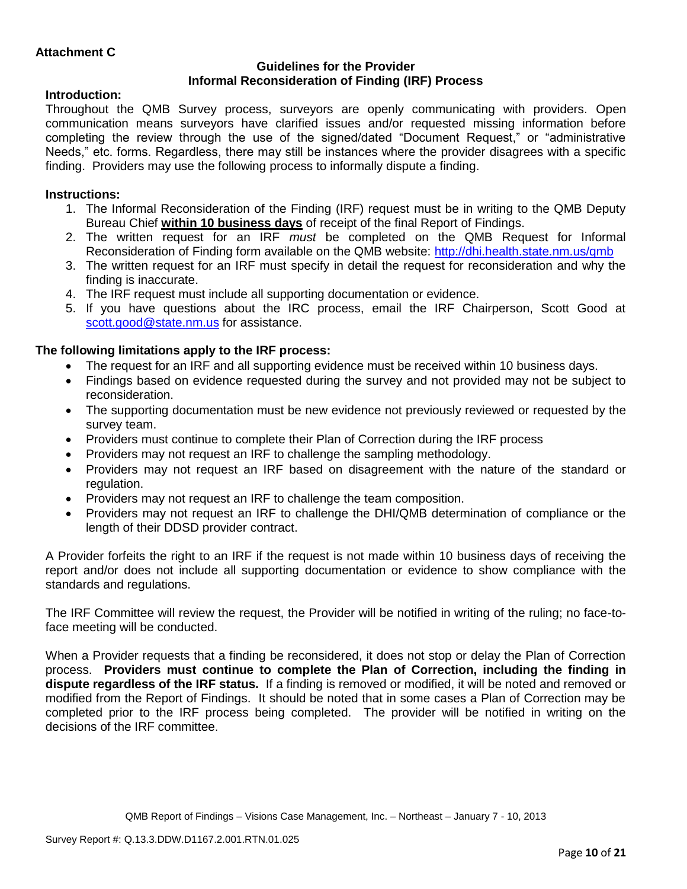**Attachment C**

**Guidelines for the Provider**
**Informal Reconsideration of Finding (IRF) Process**

**Introduction:**

Throughout the QMB Survey process, surveyors are openly communicating with providers. Open communication means surveyors have clarified issues and/or requested missing information before completing the review through the use of the signed/dated "Document Request," or "administrative Needs," etc. forms. Regardless, there may still be instances where the provider disagrees with a specific finding. Providers may use the following process to informally dispute a finding.

**Instructions:**

1. The Informal Reconsideration of the Finding (IRF) request must be in writing to the QMB Deputy Bureau Chief **within 10 business days** of receipt of the final Report of Findings.
2. The written request for an IRF *must* be completed on the QMB Request for Informal Reconsideration of Finding form available on the QMB website: http://dhi.health.state.nm.us/qmb
3. The written request for an IRF must specify in detail the request for reconsideration and why the finding is inaccurate.
4. The IRF request must include all supporting documentation or evidence.
5. If you have questions about the IRC process, email the IRF Chairperson, Scott Good at scott.good@state.nm.us for assistance.

**The following limitations apply to the IRF process:**

- The request for an IRF and all supporting evidence must be received within 10 business days.
- Findings based on evidence requested during the survey and not provided may not be subject to reconsideration.
- The supporting documentation must be new evidence not previously reviewed or requested by the survey team.
- Providers must continue to complete their Plan of Correction during the IRF process
- Providers may not request an IRF to challenge the sampling methodology.
- Providers may not request an IRF based on disagreement with the nature of the standard or regulation.
- Providers may not request an IRF to challenge the team composition.
- Providers may not request an IRF to challenge the DHI/QMB determination of compliance or the length of their DDSD provider contract.

A Provider forfeits the right to an IRF if the request is not made within 10 business days of receiving the report and/or does not include all supporting documentation or evidence to show compliance with the standards and regulations.

The IRF Committee will review the request, the Provider will be notified in writing of the ruling; no face-to-face meeting will be conducted.

When a Provider requests that a finding be reconsidered, it does not stop or delay the Plan of Correction process. **Providers must continue to complete the Plan of Correction, including the finding in dispute regardless of the IRF status.** If a finding is removed or modified, it will be noted and removed or modified from the Report of Findings. It should be noted that in some cases a Plan of Correction may be completed prior to the IRF process being completed. The provider will be notified in writing on the decisions of the IRF committee.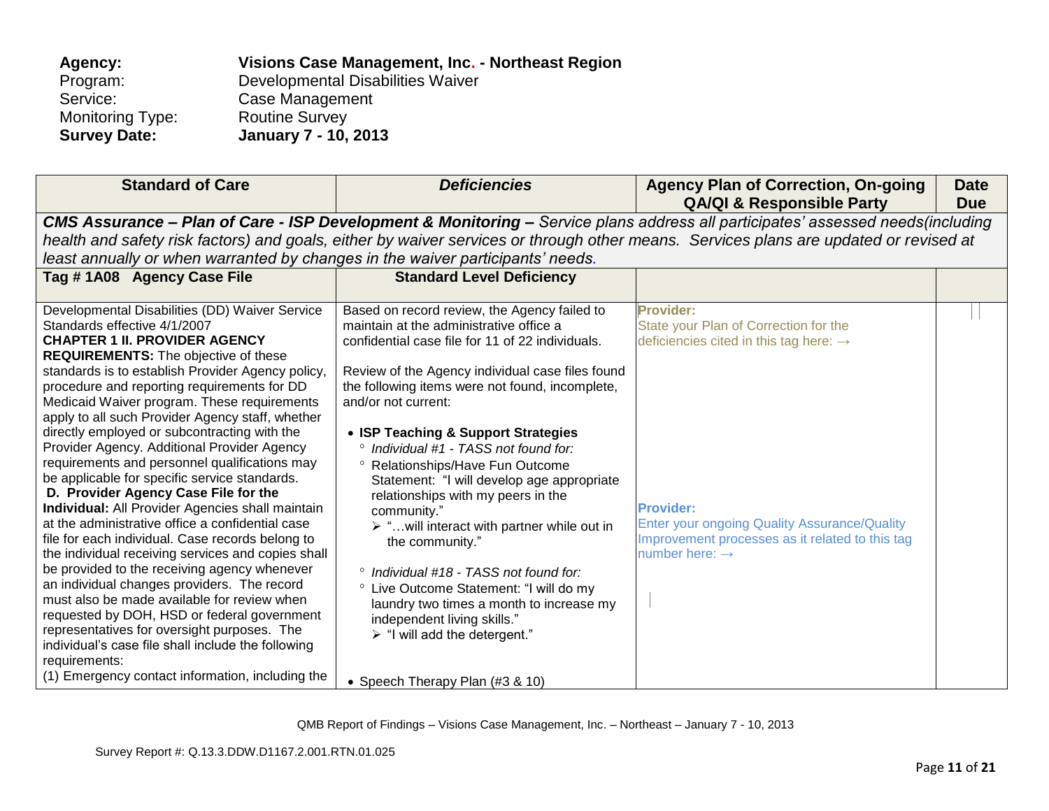| | |
|---|---|
| **Agency:** | **Visions Case Management, Inc. - Northeast Region** |
| Program: | Developmental Disabilities Waiver |
| Service: | Case Management |
| Monitoring Type: | Routine Survey |
| **Survey Date:** | **January 7 - 10, 2013** |

| **Standard of Care** | ***Deficiencies*** | **Agency Plan of Correction, On-going QA/QI & Responsible Party** | **Date Due** |
|---|---|---|---|
| ***CMS Assurance – Plan of Care - ISP Development & Monitoring –*** *Service plans address all participates' assessed needs(including health and safety risk factors) and goals, either by waiver services or through other means. Services plans are updated or revised at least annually or when warranted by changes in the waiver participants' needs.* | | | |
| **Tag # 1A08 Agency Case File** | **Standard Level Deficiency** | | |
| Developmental Disabilities (DD) Waiver Service Standards effective 4/1/2007<br>**CHAPTER 1 II. PROVIDER AGENCY REQUIREMENTS:** The objective of these standards is to establish Provider Agency policy, procedure and reporting requirements for DD Medicaid Waiver program. These requirements apply to all such Provider Agency staff, whether directly employed or subcontracting with the Provider Agency. Additional Provider Agency requirements and personnel qualifications may be applicable for specific service standards.<br>**D. Provider Agency Case File for the Individual:** All Provider Agencies shall maintain at the administrative office a confidential case file for each individual. Case records belong to the individual receiving services and copies shall be provided to the receiving agency whenever an individual changes providers. The record must also be made available for review when requested by DOH, HSD or federal government representatives for oversight purposes. The individual's case file shall include the following requirements:<br>(1) Emergency contact information, including the | Based on record review, the Agency failed to maintain at the administrative office a confidential case file for 11 of 22 individuals.<br><br>Review of the Agency individual case files found the following items were not found, incomplete, and/or not current:<br><br>• **ISP Teaching & Support Strategies**<br>° *Individual #1 - TASS not found for:*<br>° Relationships/Have Fun Outcome Statement: "I will develop age appropriate relationships with my peers in the community."<br>➢ "…will interact with partner while out in the community."<br><br>° *Individual #18 - TASS not found for:*<br>° Live Outcome Statement: "I will do my laundry two times a month to increase my independent living skills."<br>➢ "I will add the detergent."<br><br>• Speech Therapy Plan (#3 & 10) | **Provider:**<br>State your Plan of Correction for the deficiencies cited in this tag here: →<br><br><br><br><br><br>**Provider:**<br>Enter your ongoing Quality Assurance/Quality Improvement processes as it related to this tag number here: → | |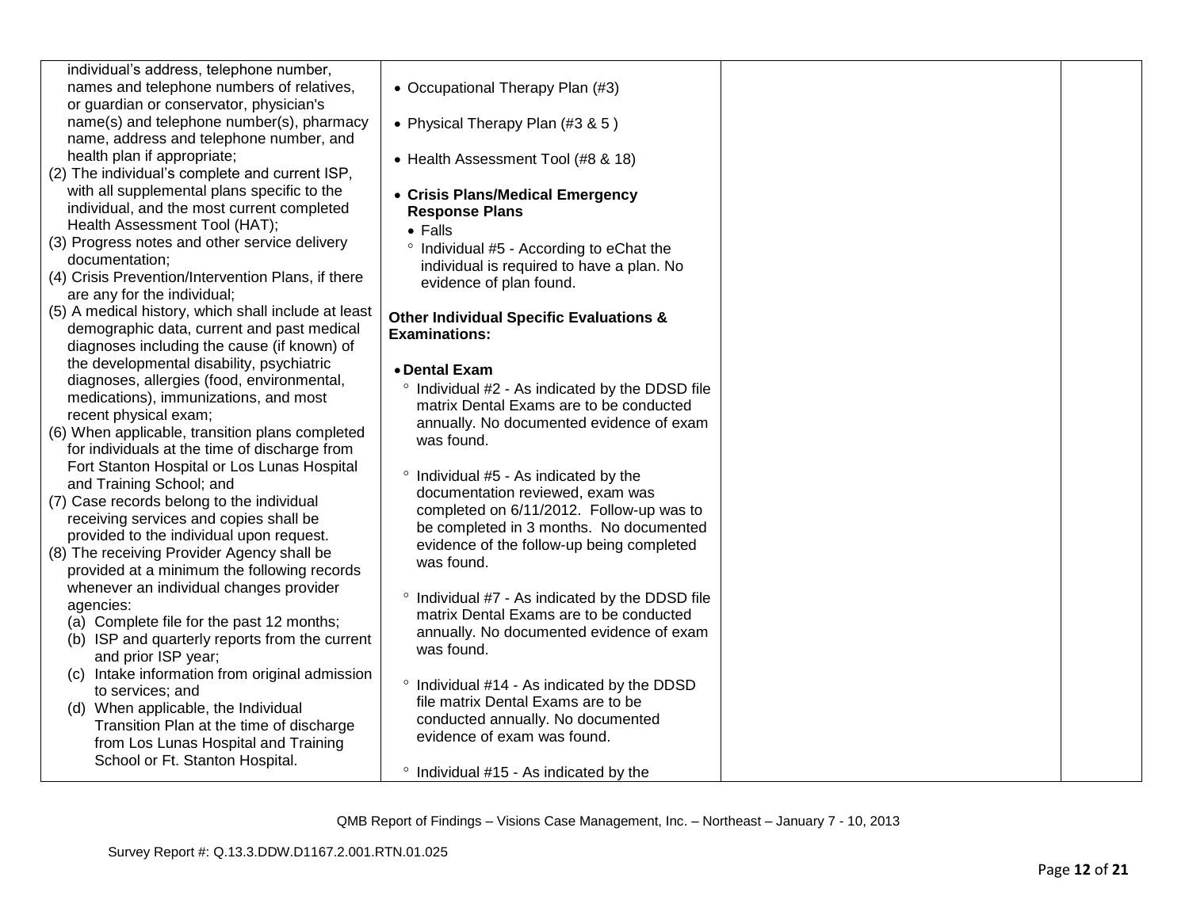| | | | |
|---|---|---|---|
| individual's address, telephone number, names and telephone numbers of relatives, or guardian or conservator, physician's name(s) and telephone number(s), pharmacy name, address and telephone number, and health plan if appropriate;<br>(2) The individual's complete and current ISP, with all supplemental plans specific to the individual, and the most current completed Health Assessment Tool (HAT);<br>(3) Progress notes and other service delivery documentation;<br>(4) Crisis Prevention/Intervention Plans, if there are any for the individual;<br>(5) A medical history, which shall include at least demographic data, current and past medical diagnoses including the cause (if known) of the developmental disability, psychiatric diagnoses, allergies (food, environmental, medications), immunizations, and most recent physical exam;<br>(6) When applicable, transition plans completed for individuals at the time of discharge from Fort Stanton Hospital or Los Lunas Hospital and Training School; and<br>(7) Case records belong to the individual receiving services and copies shall be provided to the individual upon request.<br>(8) The receiving Provider Agency shall be provided at a minimum the following records whenever an individual changes provider agencies:<br>(a) Complete file for the past 12 months;<br>(b) ISP and quarterly reports from the current and prior ISP year;<br>(c) Intake information from original admission to services; and<br>(d) When applicable, the Individual Transition Plan at the time of discharge from Los Lunas Hospital and Training School or Ft. Stanton Hospital. | • Occupational Therapy Plan (#3)<br><br>• Physical Therapy Plan (#3 & 5 )<br><br>• Health Assessment Tool (#8 & 18)<br><br>• **Crisis Plans/Medical Emergency Response Plans**<br>• Falls<br>° Individual #5 - According to eChat the individual is required to have a plan. No evidence of plan found.<br><br>**Other Individual Specific Evaluations & Examinations:**<br><br>• **Dental Exam**<br>° Individual #2 - As indicated by the DDSD file matrix Dental Exams are to be conducted annually. No documented evidence of exam was found.<br><br>° Individual #5 - As indicated by the documentation reviewed, exam was completed on 6/11/2012. Follow-up was to be completed in 3 months. No documented evidence of the follow-up being completed was found.<br><br>° Individual #7 - As indicated by the DDSD file matrix Dental Exams are to be conducted annually. No documented evidence of exam was found.<br><br>° Individual #14 - As indicated by the DDSD file matrix Dental Exams are to be conducted annually. No documented evidence of exam was found.<br><br>° Individual #15 - As indicated by the | | |

QMB Report of Findings – Visions Case Management, Inc. – Northeast – January 7 - 10, 2013

Survey Report #: Q.13.3.DDW.D1167.2.001.RTN.01.025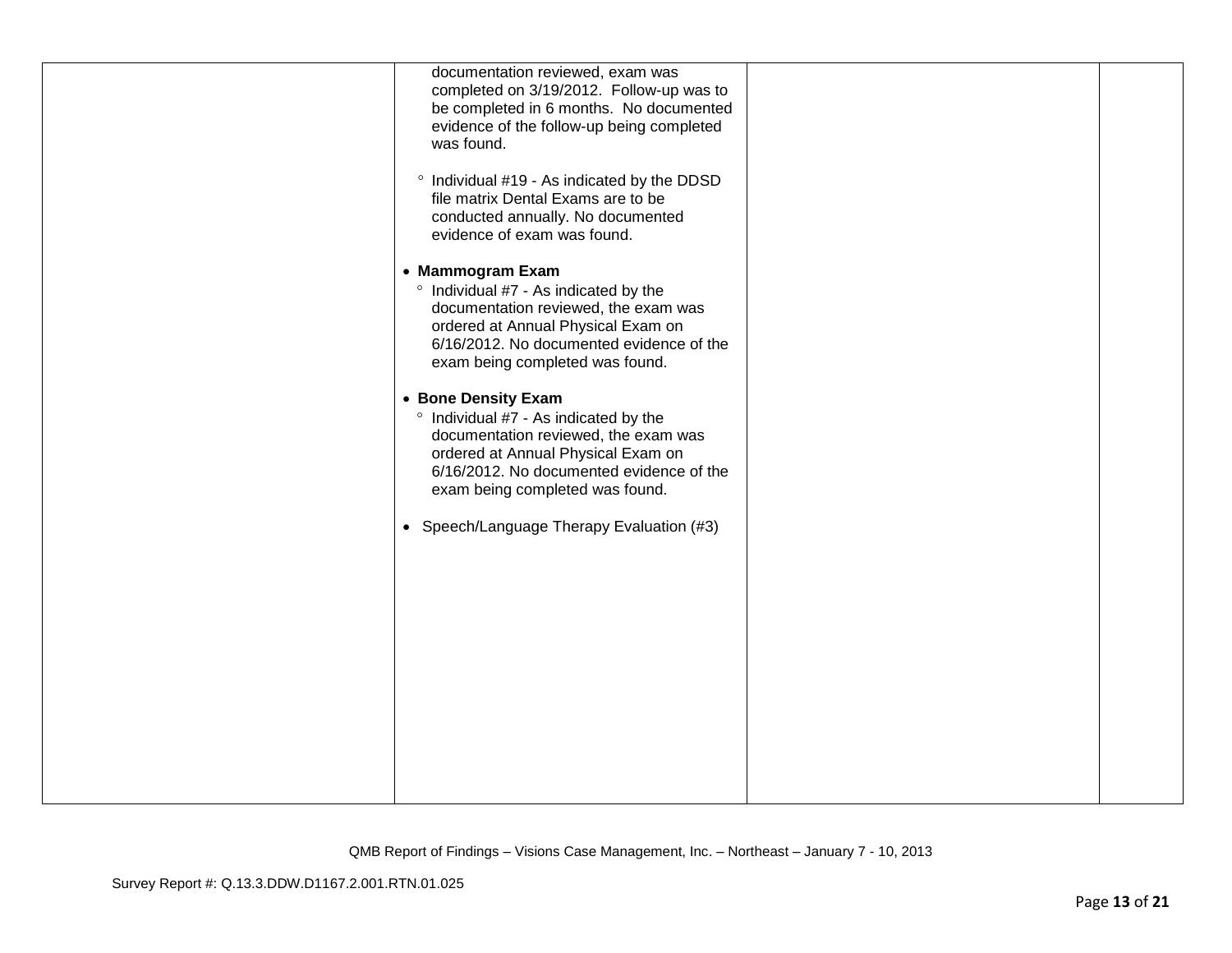| | | | |
|---|---|---|---|
| | documentation reviewed, exam was completed on 3/19/2012. Follow-up was to be completed in 6 months. No documented evidence of the follow-up being completed was found.<br><br>° Individual #19 - As indicated by the DDSD file matrix Dental Exams are to be conducted annually. No documented evidence of exam was found.<br><br>• **Mammogram Exam**<br>° Individual #7 - As indicated by the documentation reviewed, the exam was ordered at Annual Physical Exam on 6/16/2012. No documented evidence of the exam being completed was found.<br><br>• **Bone Density Exam**<br>° Individual #7 - As indicated by the documentation reviewed, the exam was ordered at Annual Physical Exam on 6/16/2012. No documented evidence of the exam being completed was found.<br><br>• Speech/Language Therapy Evaluation (#3) | | |

QMB Report of Findings – Visions Case Management, Inc. – Northeast – January 7 - 10, 2013

Survey Report #: Q.13.3.DDW.D1167.2.001.RTN.01.025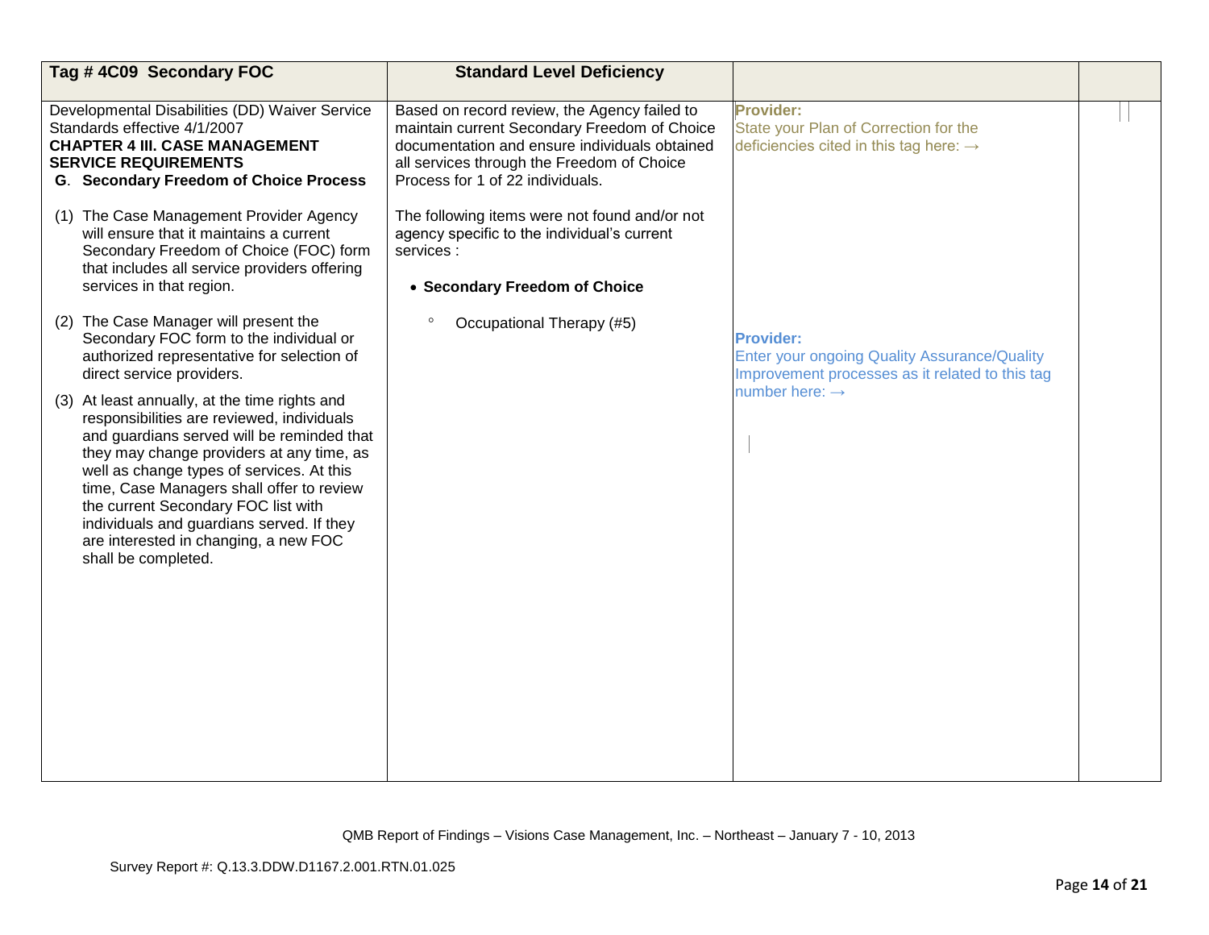| Tag # 4C09 Secondary FOC | Standard Level Deficiency | | |
|---|---|---|---|
| Developmental Disabilities (DD) Waiver Service Standards effective 4/1/2007<br>**CHAPTER 4 III. CASE MANAGEMENT SERVICE REQUIREMENTS**<br>**G. Secondary Freedom of Choice Process**<br><br>(1) The Case Management Provider Agency will ensure that it maintains a current Secondary Freedom of Choice (FOC) form that includes all service providers offering services in that region.<br><br>(2) The Case Manager will present the Secondary FOC form to the individual or authorized representative for selection of direct service providers.<br><br>(3) At least annually, at the time rights and responsibilities are reviewed, individuals and guardians served will be reminded that they may change providers at any time, as well as change types of services. At this time, Case Managers shall offer to review the current Secondary FOC list with individuals and guardians served. If they are interested in changing, a new FOC shall be completed. | Based on record review, the Agency failed to maintain current Secondary Freedom of Choice documentation and ensure individuals obtained all services through the Freedom of Choice Process for 1 of 22 individuals.<br><br>The following items were not found and/or not agency specific to the individual's current services :<br><br>• **Secondary Freedom of Choice**<br><br>◦ Occupational Therapy (#5) | **Provider:**<br>State your Plan of Correction for the deficiencies cited in this tag here: →<br><br><br><br>**Provider:**<br>Enter your ongoing Quality Assurance/Quality Improvement processes as it related to this tag number here: → | |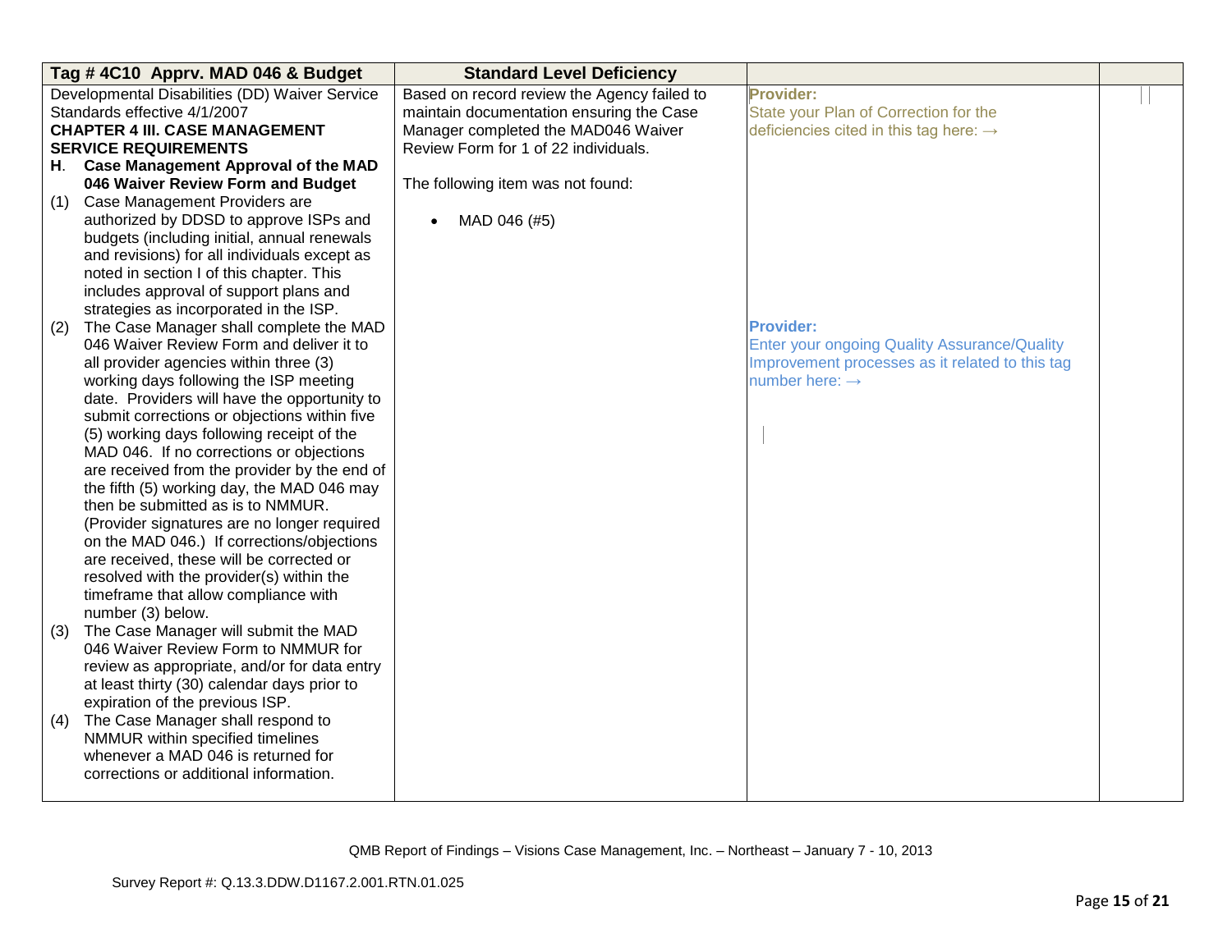| Tag # 4C10 Apprv. MAD 046 & Budget | Standard Level Deficiency | | |
|---|---|---|---|
| Developmental Disabilities (DD) Waiver Service Standards effective 4/1/2007<br>**CHAPTER 4 III. CASE MANAGEMENT SERVICE REQUIREMENTS**<br>**H. Case Management Approval of the MAD 046 Waiver Review Form and Budget**<br>(1) Case Management Providers are authorized by DDSD to approve ISPs and budgets (including initial, annual renewals and revisions) for all individuals except as noted in section I of this chapter. This includes approval of support plans and strategies as incorporated in the ISP.<br>(2) The Case Manager shall complete the MAD 046 Waiver Review Form and deliver it to all provider agencies within three (3) working days following the ISP meeting date. Providers will have the opportunity to submit corrections or objections within five (5) working days following receipt of the MAD 046. If no corrections or objections are received from the provider by the end of the fifth (5) working day, the MAD 046 may then be submitted as is to NMMUR. (Provider signatures are no longer required on the MAD 046.) If corrections/objections are received, these will be corrected or resolved with the provider(s) within the timeframe that allow compliance with number (3) below.<br>(3) The Case Manager will submit the MAD 046 Waiver Review Form to NMMUR for review as appropriate, and/or for data entry at least thirty (30) calendar days prior to expiration of the previous ISP.<br>(4) The Case Manager shall respond to NMMUR within specified timelines whenever a MAD 046 is returned for corrections or additional information. | Based on record review the Agency failed to maintain documentation ensuring the Case Manager completed the MAD046 Waiver Review Form for 1 of 22 individuals.<br><br>The following item was not found:<br><br>• MAD 046 (#5) | **Provider:**<br>State your Plan of Correction for the deficiencies cited in this tag here: →<br><br>**Provider:**<br>Enter your ongoing Quality Assurance/Quality Improvement processes as it related to this tag number here: → | |

QMB Report of Findings – Visions Case Management, Inc. – Northeast – January 7 - 10, 2013

Survey Report #: Q.13.3.DDW.D1167.2.001.RTN.01.025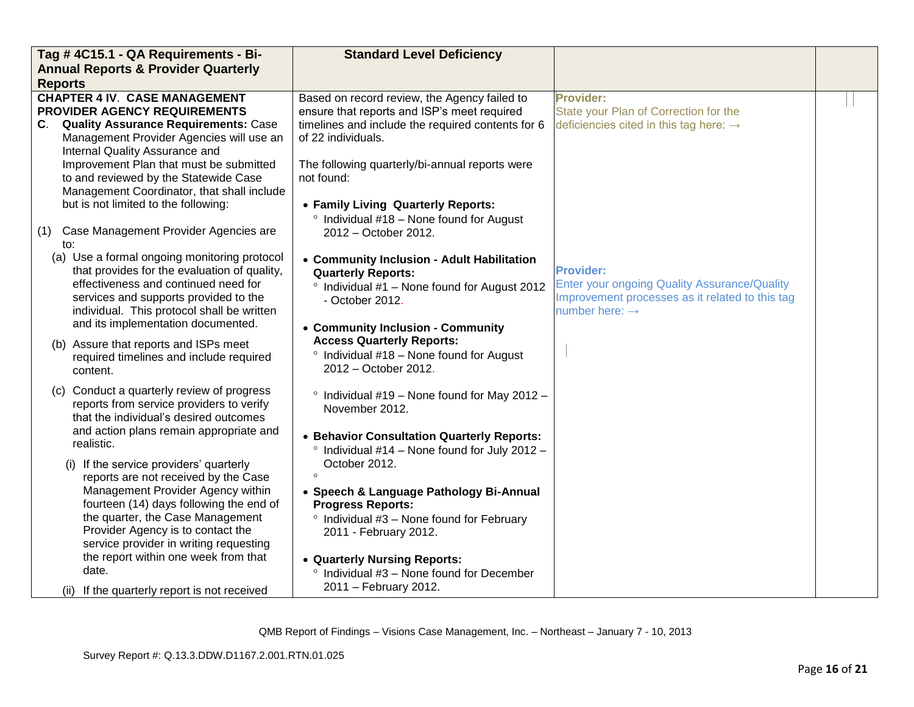| Tag # 4C15.1 - QA Requirements - Bi-Annual Reports & Provider Quarterly Reports | Standard Level Deficiency | | |
|---|---|---|---|
| **CHAPTER 4 IV. CASE MANAGEMENT PROVIDER AGENCY REQUIREMENTS**<br>**C. Quality Assurance Requirements:** Case Management Provider Agencies will use an Internal Quality Assurance and Improvement Plan that must be submitted to and reviewed by the Statewide Case Management Coordinator, that shall include but is not limited to the following:<br><br>(1) Case Management Provider Agencies are to:<br>(a) Use a formal ongoing monitoring protocol that provides for the evaluation of quality, effectiveness and continued need for services and supports provided to the individual. This protocol shall be written and its implementation documented.<br>(b) Assure that reports and ISPs meet required timelines and include required content.<br>(c) Conduct a quarterly review of progress reports from service providers to verify that the individual's desired outcomes and action plans remain appropriate and realistic.<br>(i) If the service providers' quarterly reports are not received by the Case Management Provider Agency within fourteen (14) days following the end of the quarter, the Case Management Provider Agency is to contact the service provider in writing requesting the report within one week from that date.<br>(ii) If the quarterly report is not received | Based on record review, the Agency failed to ensure that reports and ISP's meet required timelines and include the required contents for 6 of 22 individuals.<br><br>The following quarterly/bi-annual reports were not found:<br><br>• **Family Living Quarterly Reports:**<br>° Individual #18 – None found for August 2012 – October 2012.<br><br>• **Community Inclusion - Adult Habilitation Quarterly Reports:**<br>° Individual #1 – None found for August 2012 - October 2012.<br><br>• **Community Inclusion - Community Access Quarterly Reports:**<br>° Individual #18 – None found for August 2012 – October 2012.<br><br>° Individual #19 – None found for May 2012 – November 2012.<br><br>• **Behavior Consultation Quarterly Reports:**<br>° Individual #14 – None found for July 2012 – October 2012.<br>°<br>• **Speech & Language Pathology Bi-Annual Progress Reports:**<br>° Individual #3 – None found for February 2011 - February 2012.<br><br>• **Quarterly Nursing Reports:**<br>° Individual #3 – None found for December 2011 – February 2012. | **Provider:**<br>State your Plan of Correction for the deficiencies cited in this tag here: →<br><br><br><br><br><br><br><br><br>**Provider:**<br>Enter your ongoing Quality Assurance/Quality Improvement processes as it related to this tag number here: → | |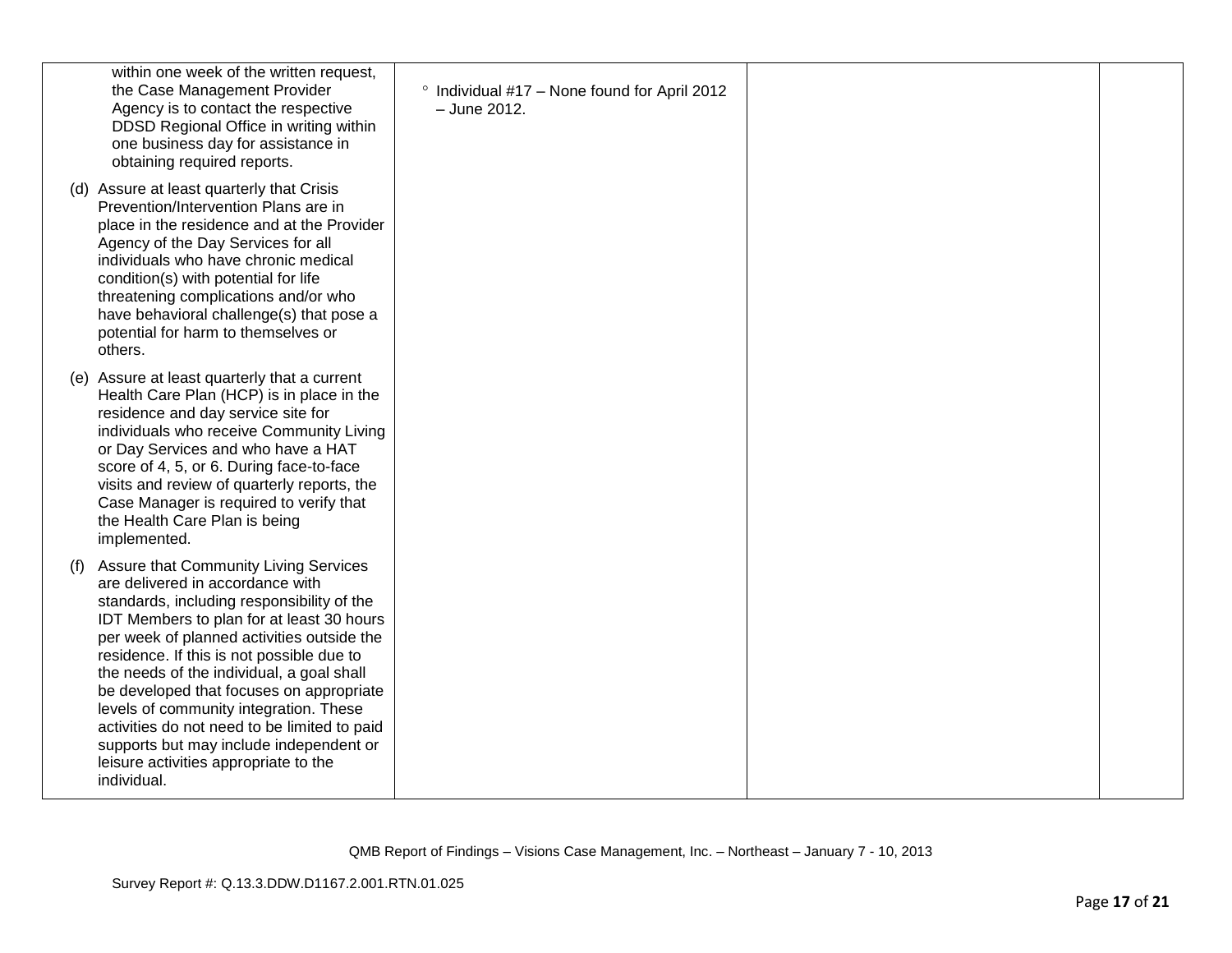| | | | |
|---|---|---|---|
| within one week of the written request, the Case Management Provider Agency is to contact the respective DDSD Regional Office in writing within one business day for assistance in obtaining required reports.<br><br>(d) Assure at least quarterly that Crisis Prevention/Intervention Plans are in place in the residence and at the Provider Agency of the Day Services for all individuals who have chronic medical condition(s) with potential for life threatening complications and/or who have behavioral challenge(s) that pose a potential for harm to themselves or others.<br><br>(e) Assure at least quarterly that a current Health Care Plan (HCP) is in place in the residence and day service site for individuals who receive Community Living or Day Services and who have a HAT score of 4, 5, or 6. During face-to-face visits and review of quarterly reports, the Case Manager is required to verify that the Health Care Plan is being implemented.<br><br>(f) Assure that Community Living Services are delivered in accordance with standards, including responsibility of the IDT Members to plan for at least 30 hours per week of planned activities outside the residence. If this is not possible due to the needs of the individual, a goal shall be developed that focuses on appropriate levels of community integration. These activities do not need to be limited to paid supports but may include independent or leisure activities appropriate to the individual. | ° Individual #17 – None found for April 2012 – June 2012. | | |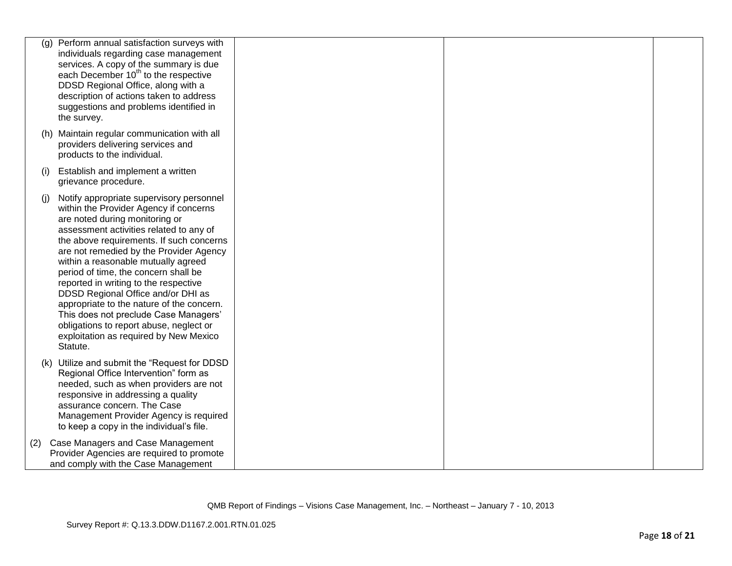| | | | |
|---|---|---|---|
| (g) Perform annual satisfaction surveys with individuals regarding case management services. A copy of the summary is due each December 10th to the respective DDSD Regional Office, along with a description of actions taken to address suggestions and problems identified in the survey.<br><br>(h) Maintain regular communication with all providers delivering services and products to the individual.<br><br>(i) Establish and implement a written grievance procedure.<br><br>(j) Notify appropriate supervisory personnel within the Provider Agency if concerns are noted during monitoring or assessment activities related to any of the above requirements. If such concerns are not remedied by the Provider Agency within a reasonable mutually agreed period of time, the concern shall be reported in writing to the respective DDSD Regional Office and/or DHI as appropriate to the nature of the concern. This does not preclude Case Managers' obligations to report abuse, neglect or exploitation as required by New Mexico Statute.<br><br>(k) Utilize and submit the "Request for DDSD Regional Office Intervention" form as needed, such as when providers are not responsive in addressing a quality assurance concern. The Case Management Provider Agency is required to keep a copy in the individual's file.<br><br>(2) Case Managers and Case Management Provider Agencies are required to promote and comply with the Case Management | | | |

QMB Report of Findings – Visions Case Management, Inc. – Northeast – January 7 - 10, 2013

Survey Report #: Q.13.3.DDW.D1167.2.001.RTN.01.025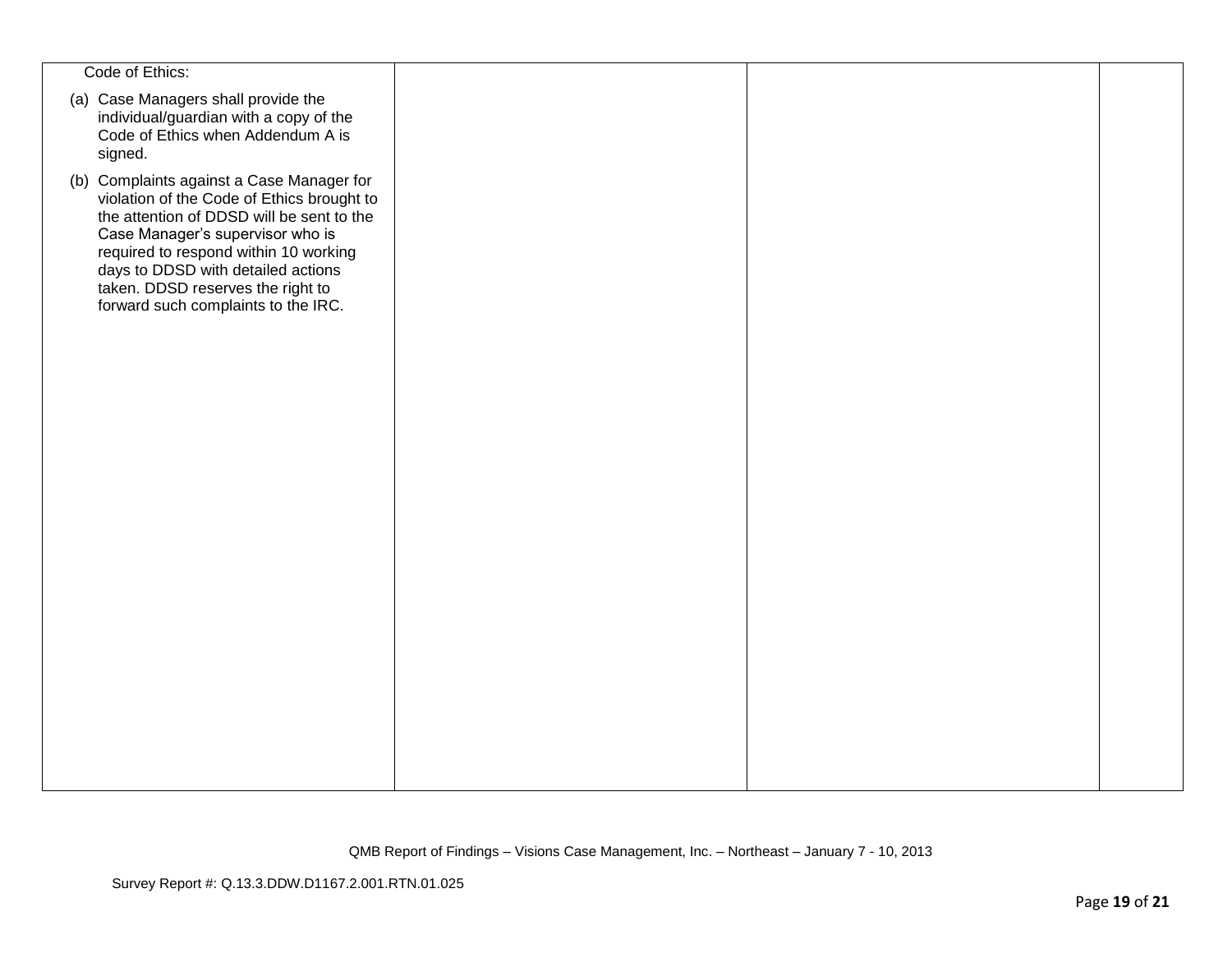| | | | |
|---|---|---|---|
| Code of Ethics:<br><br>(a) Case Managers shall provide the individual/guardian with a copy of the Code of Ethics when Addendum A is signed.<br><br>(b) Complaints against a Case Manager for violation of the Code of Ethics brought to the attention of DDSD will be sent to the Case Manager's supervisor who is required to respond within 10 working days to DDSD with detailed actions taken. DDSD reserves the right to forward such complaints to the IRC. | | | |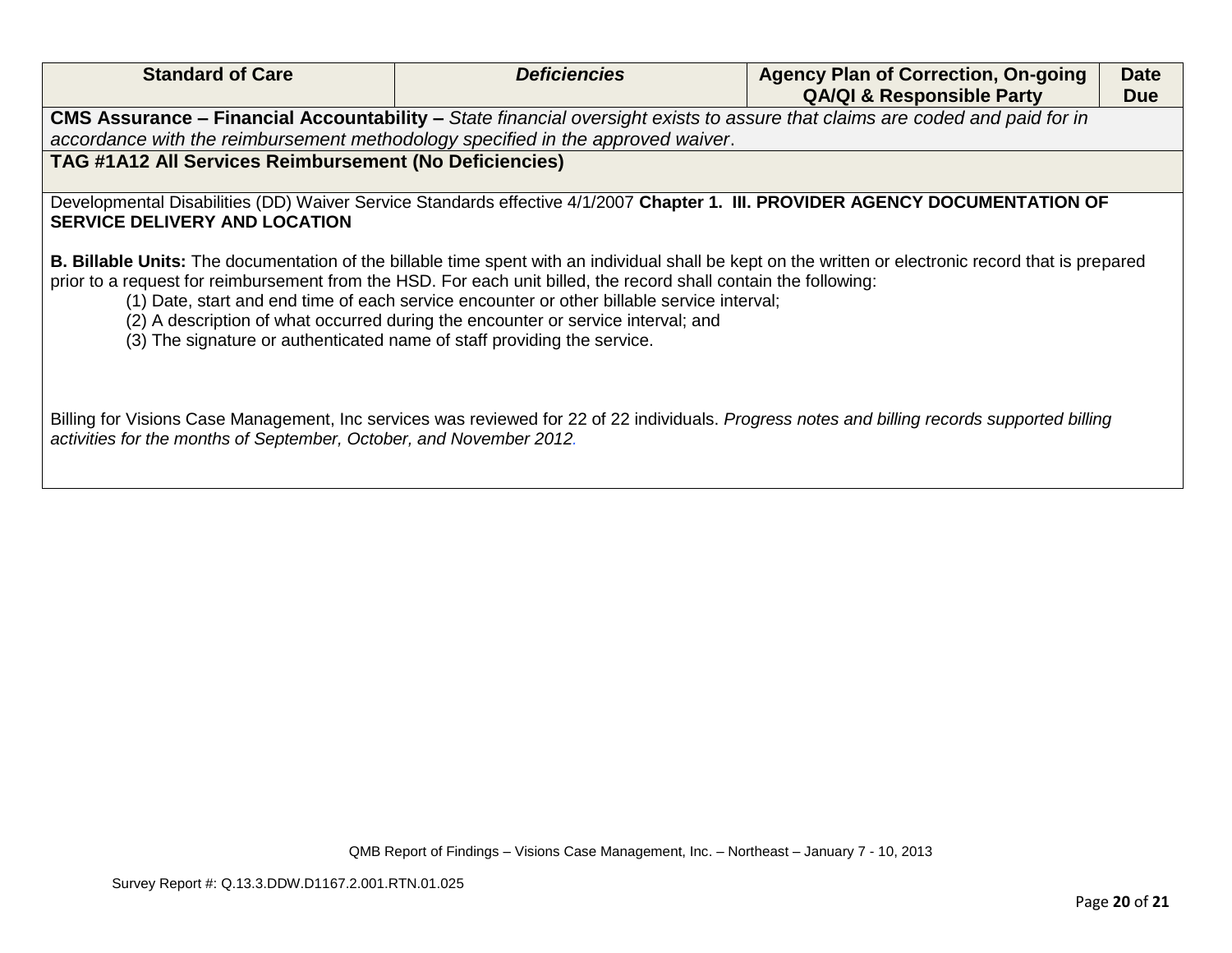| Standard of Care | *Deficiencies* | Agency Plan of Correction, On-going QA/QI & Responsible Party | Date Due |
| --- | --- | --- | --- |
| **CMS Assurance – Financial Accountability –** *State financial oversight exists to assure that claims are coded and paid for in accordance with the reimbursement methodology specified in the approved waiver*. | | | |
| **TAG #1A12 All Services Reimbursement (No Deficiencies)** | | | |
| Developmental Disabilities (DD) Waiver Service Standards effective 4/1/2007 **Chapter 1. III. PROVIDER AGENCY DOCUMENTATION OF SERVICE DELIVERY AND LOCATION**<br><br>**B. Billable Units:** The documentation of the billable time spent with an individual shall be kept on the written or electronic record that is prepared prior to a request for reimbursement from the HSD. For each unit billed, the record shall contain the following:<br>(1) Date, start and end time of each service encounter or other billable service interval;<br>(2) A description of what occurred during the encounter or service interval; and<br>(3) The signature or authenticated name of staff providing the service.<br><br>Billing for Visions Case Management, Inc services was reviewed for 22 of 22 individuals. *Progress notes and billing records supported billing activities for the months of September, October, and November 2012.* | | | |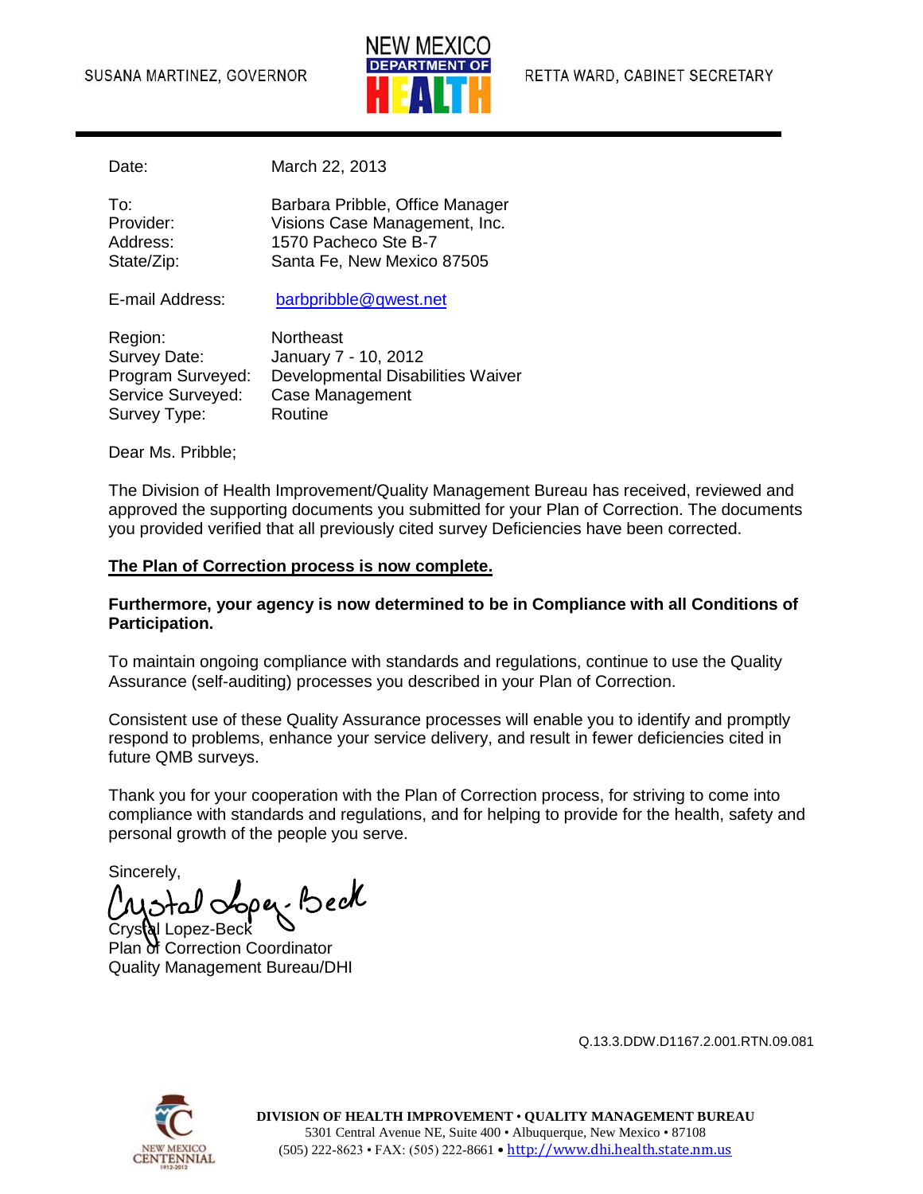SUSANA MARTINEZ, GOVERNOR

NEW MEXICO DEPARTMENT OF HEALTH

RETTA WARD, CABINET SECRETARY

| | |
|---|---|
| Date: | March 22, 2013 |
| To: | Barbara Pribble, Office Manager |
| Provider: | Visions Case Management, Inc. |
| Address: | 1570 Pacheco Ste B-7 |
| State/Zip: | Santa Fe, New Mexico 87505 |
| E-mail Address: | barbpribble@qwest.net |
| Region: | Northeast |
| Survey Date: | January 7 - 10, 2012 |
| Program Surveyed: | Developmental Disabilities Waiver |
| Service Surveyed: | Case Management |
| Survey Type: | Routine |

Dear Ms. Pribble;

The Division of Health Improvement/Quality Management Bureau has received, reviewed and approved the supporting documents you submitted for your Plan of Correction. The documents you provided verified that all previously cited survey Deficiencies have been corrected.

**The Plan of Correction process is now complete.**

**Furthermore, your agency is now determined to be in Compliance with all Conditions of Participation.**

To maintain ongoing compliance with standards and regulations, continue to use the Quality Assurance (self-auditing) processes you described in your Plan of Correction.

Consistent use of these Quality Assurance processes will enable you to identify and promptly respond to problems, enhance your service delivery, and result in fewer deficiencies cited in future QMB surveys.

Thank you for your cooperation with the Plan of Correction process, for striving to come into compliance with standards and regulations, and for helping to provide for the health, safety and personal growth of the people you serve.

Sincerely,

Crystal Lopez-Beck
Plan of Correction Coordinator
Quality Management Bureau/DHI

Q.13.3.DDW.D1167.2.001.RTN.09.081

**DIVISION OF HEALTH IMPROVEMENT • QUALITY MANAGEMENT BUREAU**
5301 Central Avenue NE, Suite 400 • Albuquerque, New Mexico • 87108
(505) 222-8623 • FAX: (505) 222-8661 • http://www.dhi.health.state.nm.us